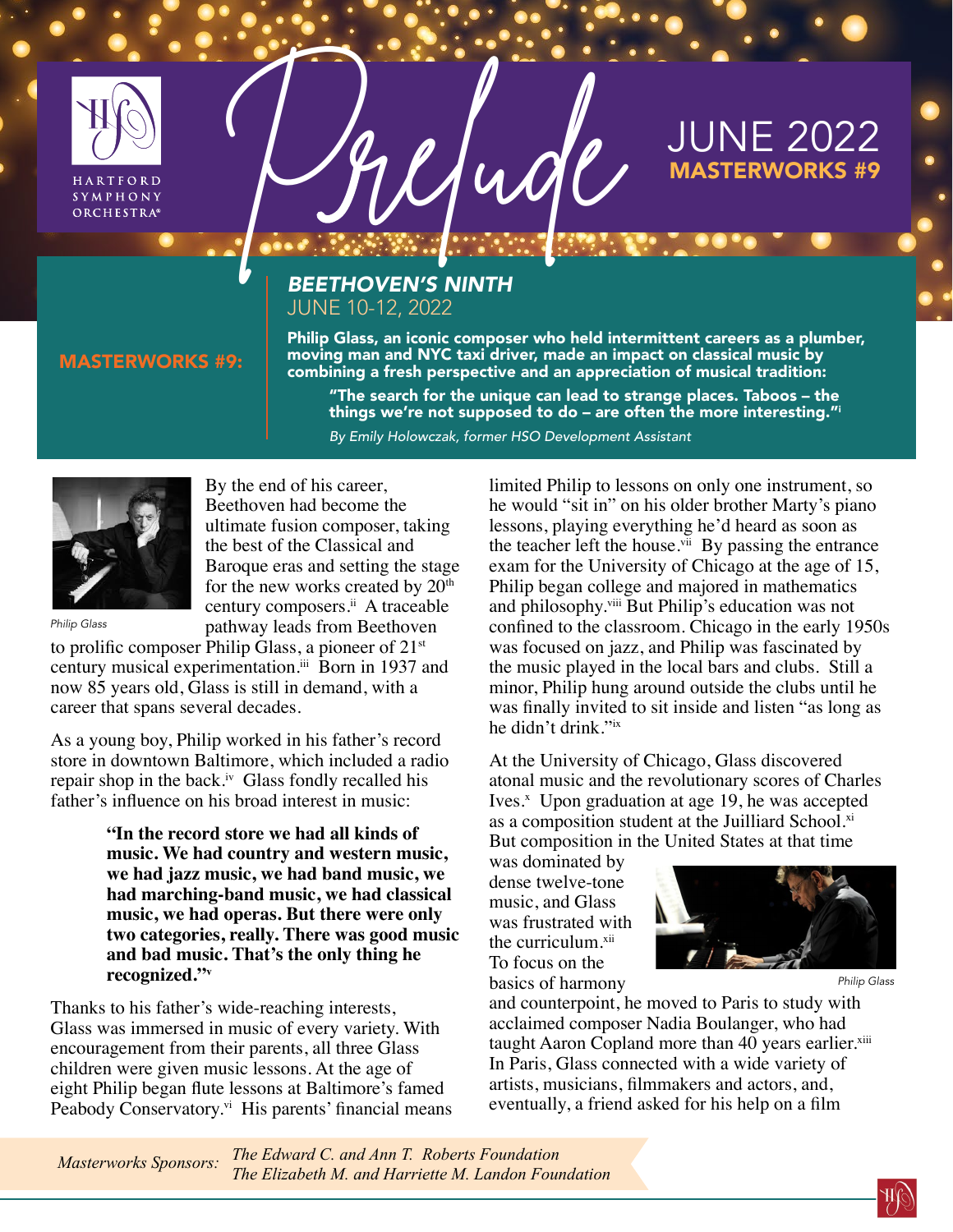HARTFORD SYMPHONY ORCHESTRA®

# Prelude

JUNE 2022
**MASTERWORKS #9**

**MASTERWORKS #9:**

## *BEETHOVEN'S NINTH*

JUNE 10-12, 2022

**Philip Glass, an iconic composer who held intermittent careers as a plumber, moving man and NYC taxi driver, made an impact on classical music by combining a fresh perspective and an appreciation of musical tradition:**

> **"The search for the unique can lead to strange places. Taboos – the things we're not supposed to do – are often the more interesting."[i]**

*By Emily Holowczak, former HSO Development Assistant*

*Philip Glass*

By the end of his career, Beethoven had become the ultimate fusion composer, taking the best of the Classical and Baroque eras and setting the stage for the new works created by 20th century composers.[ii] A traceable pathway leads from Beethoven to prolific composer Philip Glass, a pioneer of 21st century musical experimentation.[iii] Born in 1937 and now 85 years old, Glass is still in demand, with a career that spans several decades.

As a young boy, Philip worked in his father's record store in downtown Baltimore, which included a radio repair shop in the back.[iv] Glass fondly recalled his father's influence on his broad interest in music:

> **"In the record store we had all kinds of music. We had country and western music, we had jazz music, we had band music, we had marching-band music, we had classical music, we had operas. But there were only two categories, really. There was good music and bad music. That's the only thing he recognized."[v]**

Thanks to his father's wide-reaching interests, Glass was immersed in music of every variety. With encouragement from their parents, all three Glass children were given music lessons. At the age of eight Philip began flute lessons at Baltimore's famed Peabody Conservatory.[vi] His parents' financial means limited Philip to lessons on only one instrument, so he would "sit in" on his older brother Marty's piano lessons, playing everything he'd heard as soon as the teacher left the house.[vii] By passing the entrance exam for the University of Chicago at the age of 15, Philip began college and majored in mathematics and philosophy.[viii] But Philip's education was not confined to the classroom. Chicago in the early 1950s was focused on jazz, and Philip was fascinated by the music played in the local bars and clubs. Still a minor, Philip hung around outside the clubs until he was finally invited to sit inside and listen "as long as he didn't drink."[ix]

At the University of Chicago, Glass discovered atonal music and the revolutionary scores of Charles Ives.[x] Upon graduation at age 19, he was accepted as a composition student at the Juilliard School.[xi] But composition in the United States at that time was dominated by dense twelve-tone music, and Glass was frustrated with the curriculum.[xii] To focus on the basics of harmony and counterpoint, he moved to Paris to study with acclaimed composer Nadia Boulanger, who had taught Aaron Copland more than 40 years earlier.[xiii] In Paris, Glass connected with a wide variety of artists, musicians, filmmakers and actors, and, eventually, a friend asked for his help on a film

*Philip Glass*

*Masterworks Sponsors:* *The Edward C. and Ann T. Roberts Foundation*
*The Elizabeth M. and Harriette M. Landon Foundation*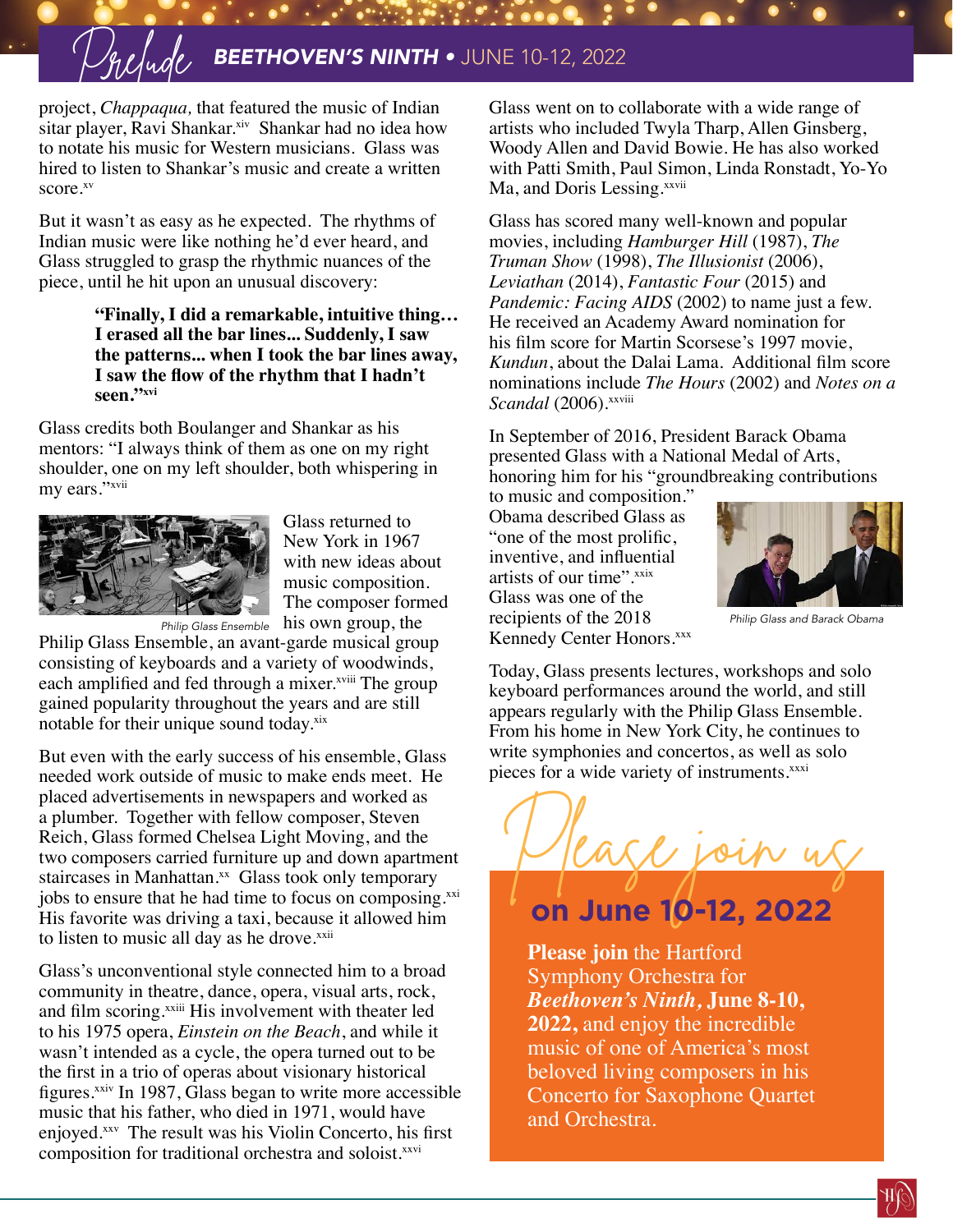project, *Chappaqua,* that featured the music of Indian sitar player, Ravi Shankar.[xiv] Shankar had no idea how to notate his music for Western musicians. Glass was hired to listen to Shankar's music and create a written score.[xv]

But it wasn't as easy as he expected. The rhythms of Indian music were like nothing he'd ever heard, and Glass struggled to grasp the rhythmic nuances of the piece, until he hit upon an unusual discovery:

> **"Finally, I did a remarkable, intuitive thing… I erased all the bar lines... Suddenly, I saw the patterns... when I took the bar lines away, I saw the flow of the rhythm that I hadn't seen."[xvi]**

Glass credits both Boulanger and Shankar as his mentors: "I always think of them as one on my right shoulder, one on my left shoulder, both whispering in my ears."[xvii]

Philip Glass Ensemble

Glass returned to New York in 1967 with new ideas about music composition. The composer formed his own group, the Philip Glass Ensemble, an avant-garde musical group consisting of keyboards and a variety of woodwinds, each amplified and fed through a mixer.[xviii] The group gained popularity throughout the years and are still notable for their unique sound today.[xix]

But even with the early success of his ensemble, Glass needed work outside of music to make ends meet. He placed advertisements in newspapers and worked as a plumber. Together with fellow composer, Steven Reich, Glass formed Chelsea Light Moving, and the two composers carried furniture up and down apartment staircases in Manhattan.[xx] Glass took only temporary jobs to ensure that he had time to focus on composing.[xxi] His favorite was driving a taxi, because it allowed him to listen to music all day as he drove.[xxii]

Glass's unconventional style connected him to a broad community in theatre, dance, opera, visual arts, rock, and film scoring.[xxiii] His involvement with theater led to his 1975 opera, *Einstein on the Beach*, and while it wasn't intended as a cycle, the opera turned out to be the first in a trio of operas about visionary historical figures.[xxiv] In 1987, Glass began to write more accessible music that his father, who died in 1971, would have enjoyed.[xxv] The result was his Violin Concerto, his first composition for traditional orchestra and soloist.[xxvi]

Glass went on to collaborate with a wide range of artists who included Twyla Tharp, Allen Ginsberg, Woody Allen and David Bowie. He has also worked with Patti Smith, Paul Simon, Linda Ronstadt, Yo-Yo Ma, and Doris Lessing.[xxvii]

Glass has scored many well-known and popular movies, including *Hamburger Hill* (1987), *The Truman Show* (1998), *The Illusionist* (2006), *Leviathan* (2014), *Fantastic Four* (2015) and *Pandemic: Facing AIDS* (2002) to name just a few. He received an Academy Award nomination for his film score for Martin Scorsese's 1997 movie, *Kundun*, about the Dalai Lama. Additional film score nominations include *The Hours* (2002) and *Notes on a Scandal* (2006).[xxviii]

In September of 2016, President Barack Obama presented Glass with a National Medal of Arts, honoring him for his "groundbreaking contributions to music and composition." Obama described Glass as "one of the most prolific, inventive, and influential artists of our time".[xxix] Glass was one of the recipients of the 2018 Kennedy Center Honors.[xxx]

Philip Glass and Barack Obama

Today, Glass presents lectures, workshops and solo keyboard performances around the world, and still appears regularly with the Philip Glass Ensemble. From his home in New York City, he continues to write symphonies and concertos, as well as solo pieces for a wide variety of instruments.[xxxi]

## Please join us

## on June 10-12, 2022

**Please join** the Hartford Symphony Orchestra for ***Beethoven's Ninth,* June 8-10, 2022,** and enjoy the incredible music of one of America's most beloved living composers in his Concerto for Saxophone Quartet and Orchestra.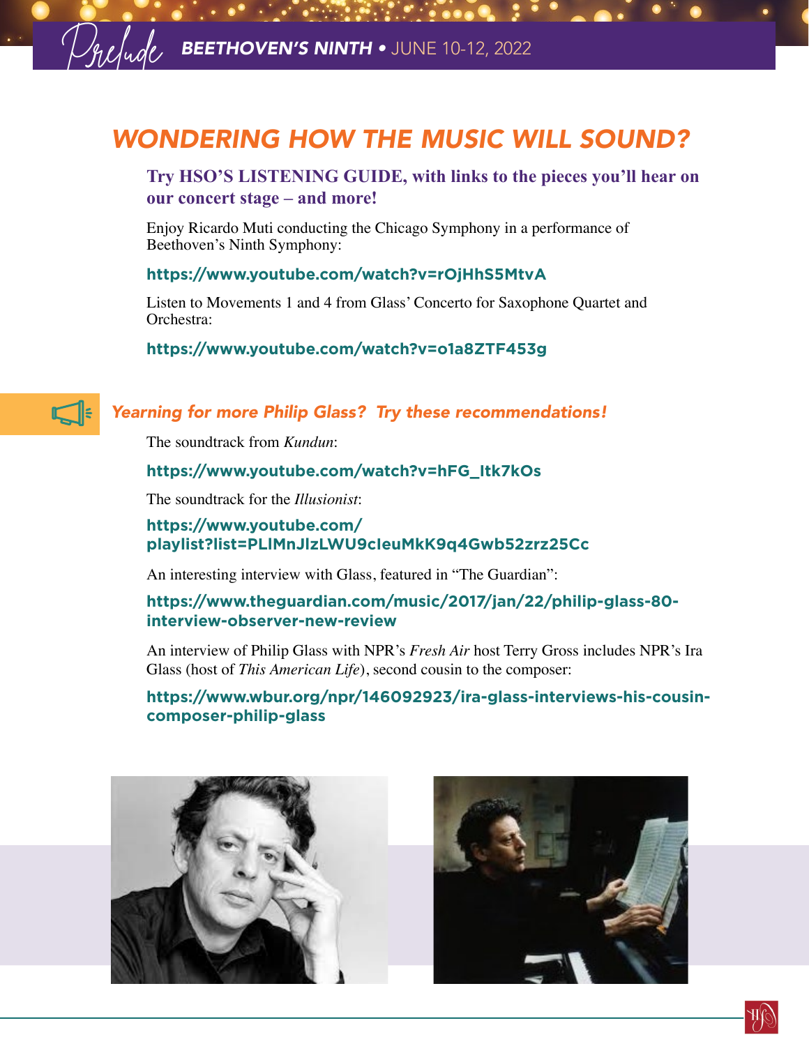# WONDERING HOW THE MUSIC WILL SOUND?

**Try HSO'S LISTENING GUIDE, with links to the pieces you'll hear on our concert stage – and more!**

Enjoy Ricardo Muti conducting the Chicago Symphony in a performance of Beethoven's Ninth Symphony:

**https://www.youtube.com/watch?v=rOjHhS5MtvA**

Listen to Movements 1 and 4 from Glass' Concerto for Saxophone Quartet and Orchestra:

**https://www.youtube.com/watch?v=o1a8ZTF453g**

## *Yearning for more Philip Glass? Try these recommendations!*

The soundtrack from *Kundun*:

**https://www.youtube.com/watch?v=hFG_Itk7kOs**

The soundtrack for the *Illusionist*:

**https://www.youtube.com/playlist?list=PLlMnJlzLWU9cleuMkK9q4Gwb52zrz25Cc**

An interesting interview with Glass, featured in "The Guardian":

**https://www.theguardian.com/music/2017/jan/22/philip-glass-80-interview-observer-new-review**

An interview of Philip Glass with NPR's *Fresh Air* host Terry Gross includes NPR's Ira Glass (host of *This American Life*), second cousin to the composer:

**https://www.wbur.org/npr/146092923/ira-glass-interviews-his-cousin-composer-philip-glass**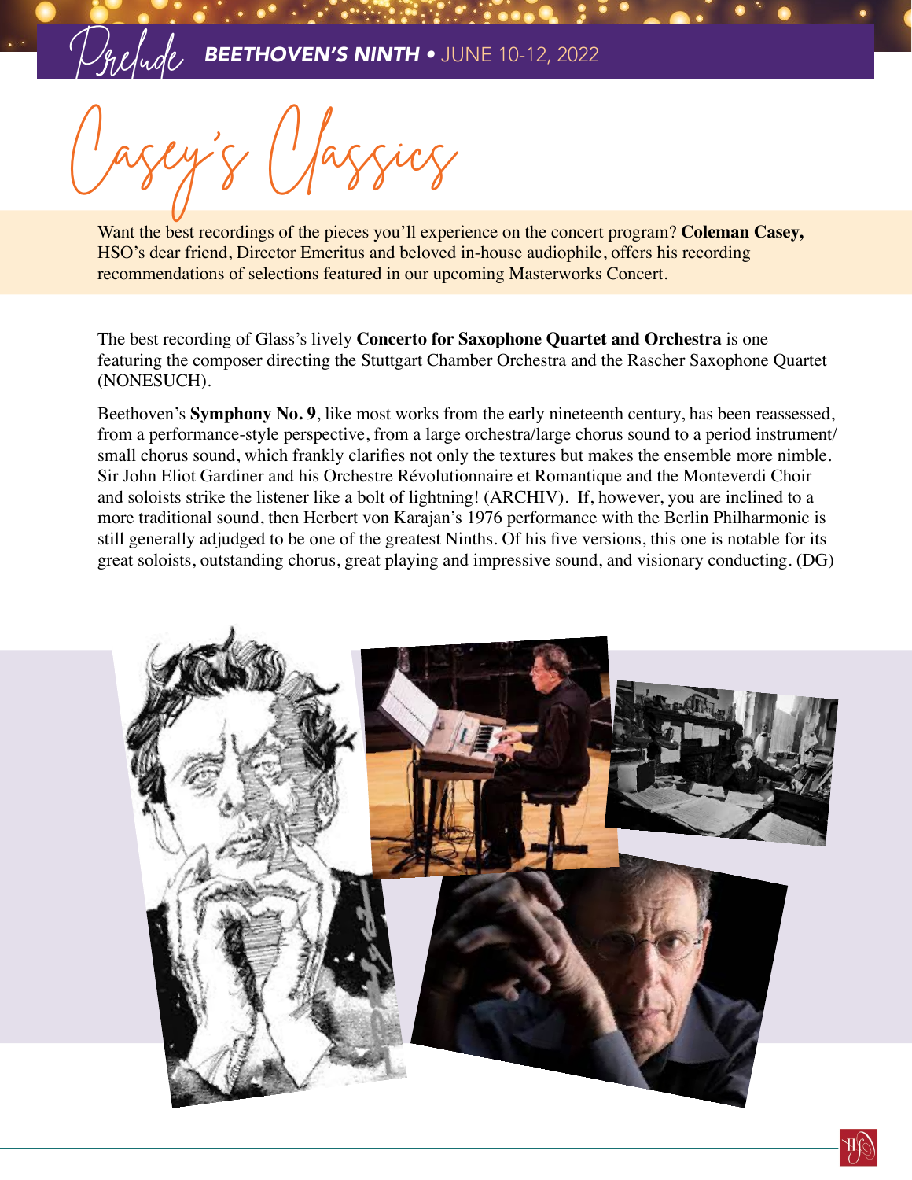# Casey's Classics

Want the best recordings of the pieces you'll experience on the concert program? **Coleman Casey,** HSO's dear friend, Director Emeritus and beloved in-house audiophile, offers his recording recommendations of selections featured in our upcoming Masterworks Concert.

The best recording of Glass's lively **Concerto for Saxophone Quartet and Orchestra** is one featuring the composer directing the Stuttgart Chamber Orchestra and the Rascher Saxophone Quartet (NONESUCH).

Beethoven's **Symphony No. 9**, like most works from the early nineteenth century, has been reassessed, from a performance-style perspective, from a large orchestra/large chorus sound to a period instrument/small chorus sound, which frankly clarifies not only the textures but makes the ensemble more nimble. Sir John Eliot Gardiner and his Orchestre Révolutionnaire et Romantique and the Monteverdi Choir and soloists strike the listener like a bolt of lightning! (ARCHIV). If, however, you are inclined to a more traditional sound, then Herbert von Karajan's 1976 performance with the Berlin Philharmonic is still generally adjudged to be one of the greatest Ninths. Of his five versions, this one is notable for its great soloists, outstanding chorus, great playing and impressive sound, and visionary conducting. (DG)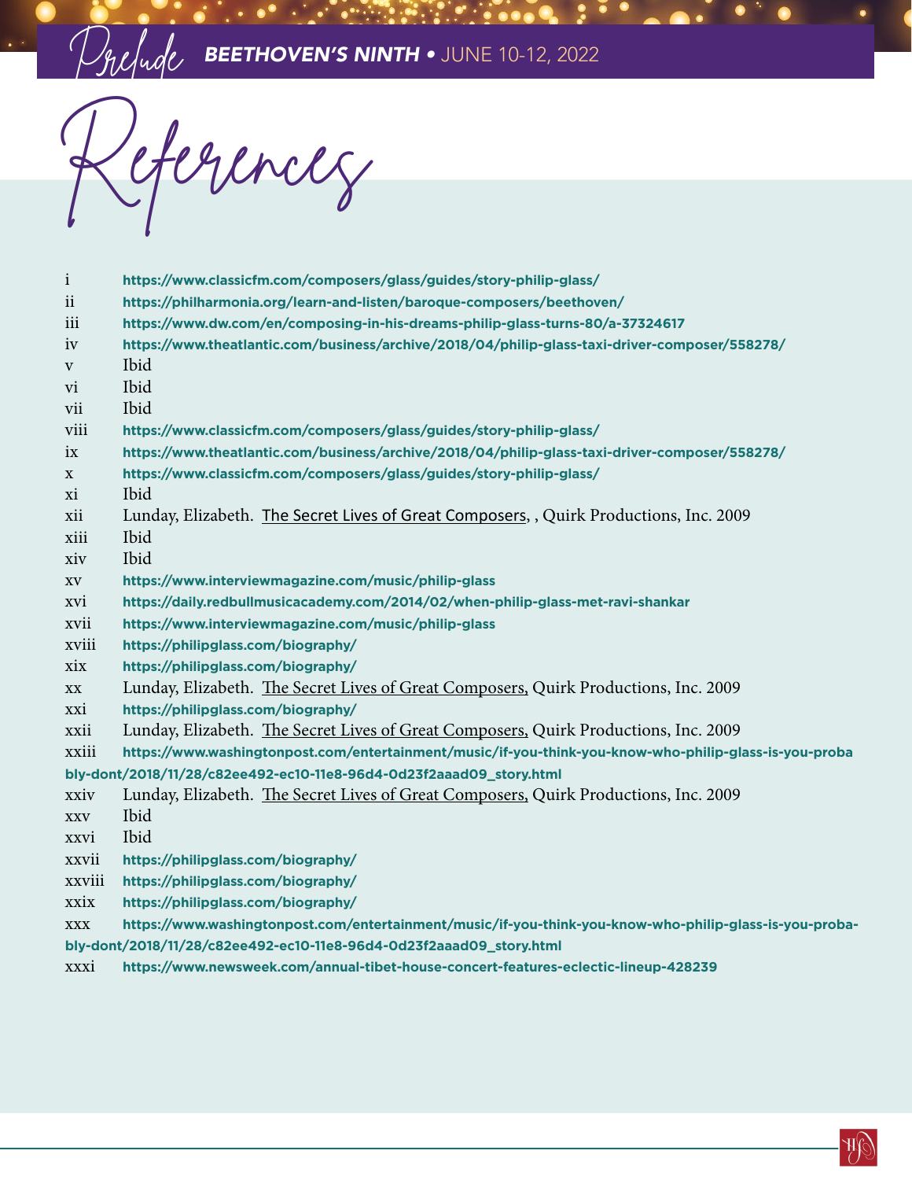# References

i https://www.classicfm.com/composers/glass/guides/story-philip-glass/
ii https://philharmonia.org/learn-and-listen/baroque-composers/beethoven/
iii https://www.dw.com/en/composing-in-his-dreams-philip-glass-turns-80/a-37324617
iv https://www.theatlantic.com/business/archive/2018/04/philip-glass-taxi-driver-composer/558278/
v Ibid
vi Ibid
vii Ibid
viii https://www.classicfm.com/composers/glass/guides/story-philip-glass/
ix https://www.theatlantic.com/business/archive/2018/04/philip-glass-taxi-driver-composer/558278/
x https://www.classicfm.com/composers/glass/guides/story-philip-glass/
xi Ibid
xii Lunday, Elizabeth. The Secret Lives of Great Composers, , Quirk Productions, Inc. 2009
xiii Ibid
xiv Ibid
xv https://www.interviewmagazine.com/music/philip-glass
xvi https://daily.redbullmusicacademy.com/2014/02/when-philip-glass-met-ravi-shankar
xvii https://www.interviewmagazine.com/music/philip-glass
xviii https://philipglass.com/biography/
xix https://philipglass.com/biography/
xx Lunday, Elizabeth. The Secret Lives of Great Composers, Quirk Productions, Inc. 2009
xxi https://philipglass.com/biography/
xxii Lunday, Elizabeth. The Secret Lives of Great Composers, Quirk Productions, Inc. 2009
xxiii https://www.washingtonpost.com/entertainment/music/if-you-think-you-know-who-philip-glass-is-you-probably-dont/2018/11/28/c82ee492-ec10-11e8-96d4-0d23f2aaad09_story.html
xxiv Lunday, Elizabeth. The Secret Lives of Great Composers, Quirk Productions, Inc. 2009
xxv Ibid
xxvi Ibid
xxvii https://philipglass.com/biography/
xxviii https://philipglass.com/biography/
xxix https://philipglass.com/biography/
xxx https://www.washingtonpost.com/entertainment/music/if-you-think-you-know-who-philip-glass-is-you-probably-dont/2018/11/28/c82ee492-ec10-11e8-96d4-0d23f2aaad09_story.html
xxxi https://www.newsweek.com/annual-tibet-house-concert-features-eclectic-lineup-428239